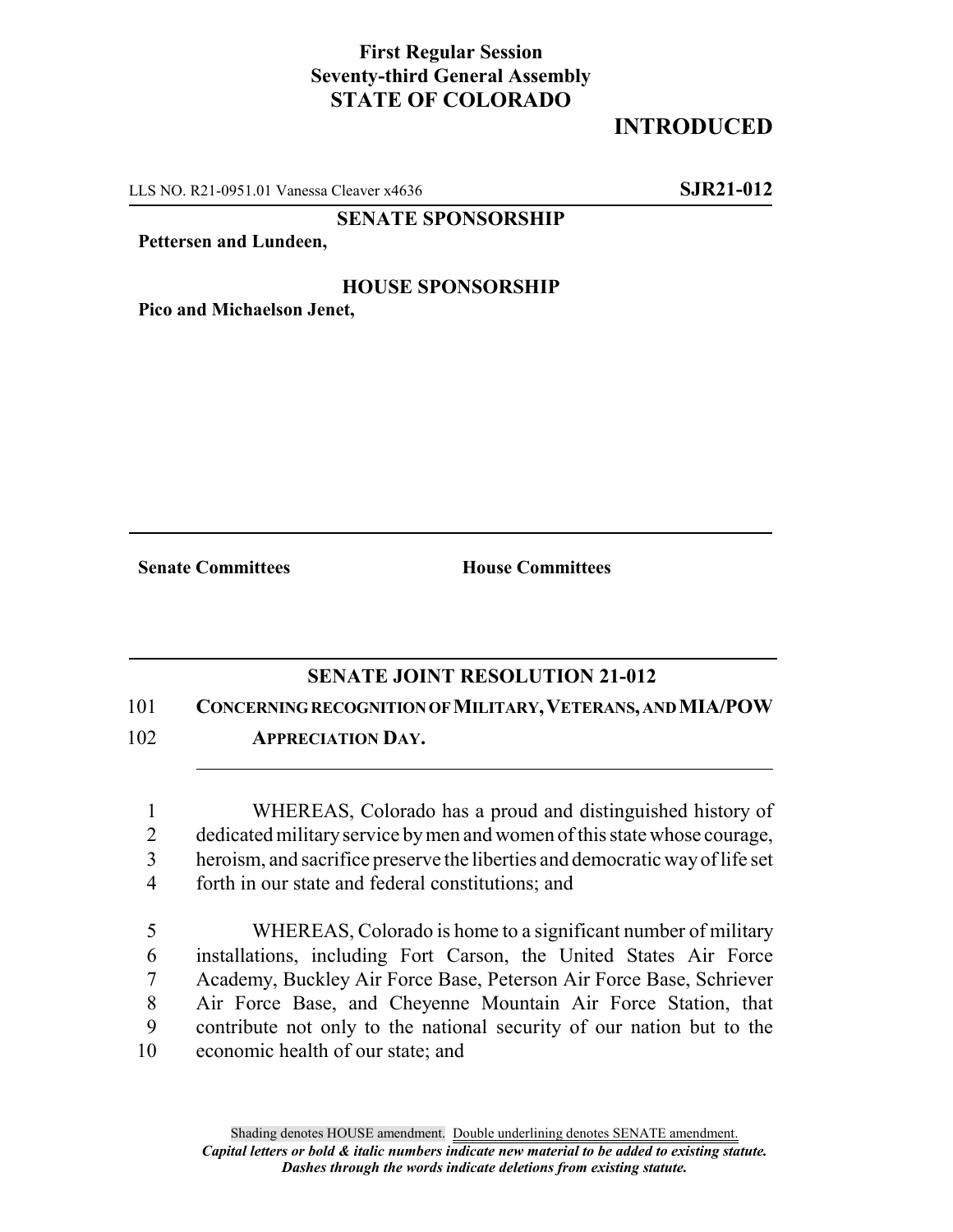**First Regular Session**
**Seventy-third General Assembly**
**STATE OF COLORADO**

# INTRODUCED

LLS NO. R21-0951.01 Vanessa Cleaver x4636 **SJR21-012**

**SENATE SPONSORSHIP**

**Pettersen and Lundeen,**

**HOUSE SPONSORSHIP**

**Pico and Michaelson Jenet,**

**Senate Committees** **House Committees**

## SENATE JOINT RESOLUTION 21-012

101 **CONCERNING RECOGNITION OF MILITARY, VETERANS, AND MIA/POW**
102 **APPRECIATION DAY.**

1 WHEREAS, Colorado has a proud and distinguished history of
2 dedicated military service by men and women of this state whose courage,
3 heroism, and sacrifice preserve the liberties and democratic way of life set
4 forth in our state and federal constitutions; and

5 WHEREAS, Colorado is home to a significant number of military
6 installations, including Fort Carson, the United States Air Force
7 Academy, Buckley Air Force Base, Peterson Air Force Base, Schriever
8 Air Force Base, and Cheyenne Mountain Air Force Station, that
9 contribute not only to the national security of our nation but to the
10 economic health of our state; and

Shading denotes HOUSE amendment. Double underlining denotes SENATE amendment.
*Capital letters or bold & italic numbers indicate new material to be added to existing statute.*
*Dashes through the words indicate deletions from existing statute.*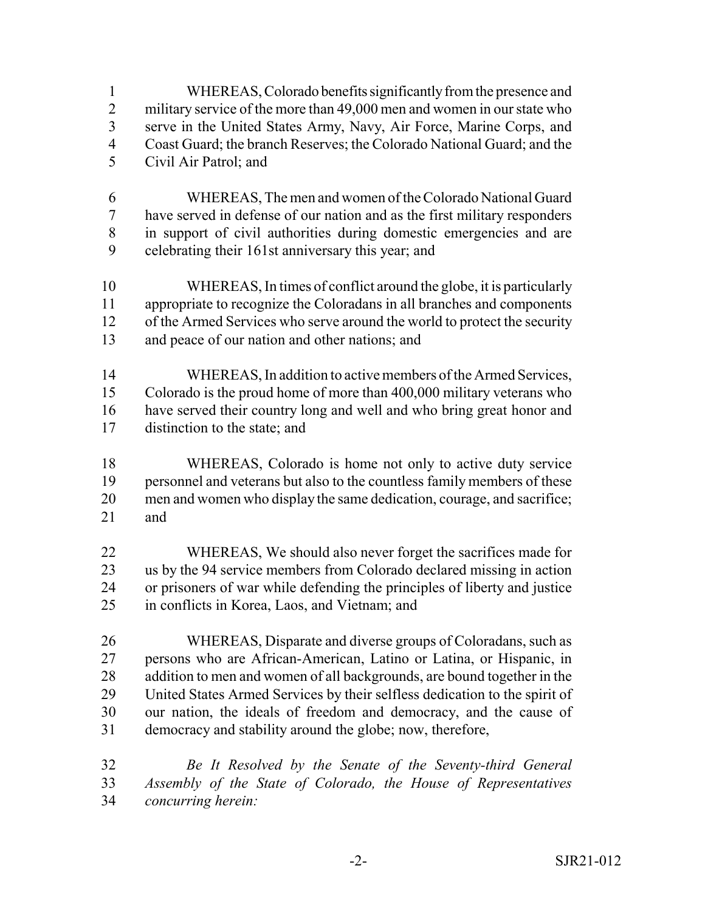WHEREAS, Colorado benefits significantly from the presence and military service of the more than 49,000 men and women in our state who serve in the United States Army, Navy, Air Force, Marine Corps, and Coast Guard; the branch Reserves; the Colorado National Guard; and the Civil Air Patrol; and

WHEREAS, The men and women of the Colorado National Guard have served in defense of our nation and as the first military responders in support of civil authorities during domestic emergencies and are celebrating their 161st anniversary this year; and

WHEREAS, In times of conflict around the globe, it is particularly appropriate to recognize the Coloradans in all branches and components of the Armed Services who serve around the world to protect the security and peace of our nation and other nations; and

WHEREAS, In addition to active members of the Armed Services, Colorado is the proud home of more than 400,000 military veterans who have served their country long and well and who bring great honor and distinction to the state; and

WHEREAS, Colorado is home not only to active duty service personnel and veterans but also to the countless family members of these men and women who display the same dedication, courage, and sacrifice; and

WHEREAS, We should also never forget the sacrifices made for us by the 94 service members from Colorado declared missing in action or prisoners of war while defending the principles of liberty and justice in conflicts in Korea, Laos, and Vietnam; and

WHEREAS, Disparate and diverse groups of Coloradans, such as persons who are African-American, Latino or Latina, or Hispanic, in addition to men and women of all backgrounds, are bound together in the United States Armed Services by their selfless dedication to the spirit of our nation, the ideals of freedom and democracy, and the cause of democracy and stability around the globe; now, therefore,

*Be It Resolved by the Senate of the Seventy-third General Assembly of the State of Colorado, the House of Representatives concurring herein:*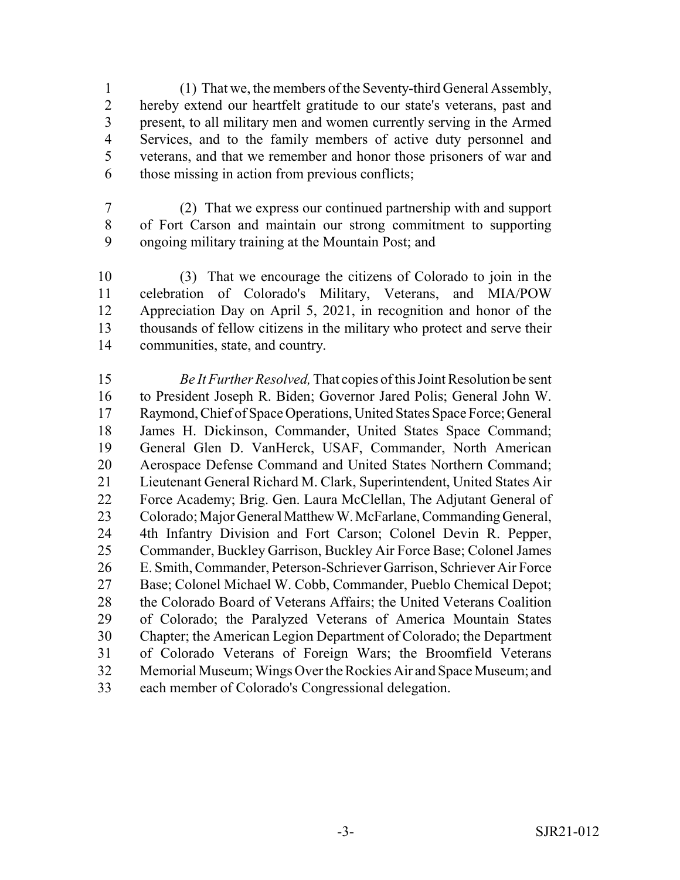(1) That we, the members of the Seventy-third General Assembly, hereby extend our heartfelt gratitude to our state's veterans, past and present, to all military men and women currently serving in the Armed Services, and to the family members of active duty personnel and veterans, and that we remember and honor those prisoners of war and those missing in action from previous conflicts;

(2) That we express our continued partnership with and support of Fort Carson and maintain our strong commitment to supporting ongoing military training at the Mountain Post; and

(3) That we encourage the citizens of Colorado to join in the celebration of Colorado's Military, Veterans, and MIA/POW Appreciation Day on April 5, 2021, in recognition and honor of the thousands of fellow citizens in the military who protect and serve their communities, state, and country.

*Be It Further Resolved,* That copies of this Joint Resolution be sent to President Joseph R. Biden; Governor Jared Polis; General John W. Raymond, Chief of Space Operations, United States Space Force; General James H. Dickinson, Commander, United States Space Command; General Glen D. VanHerck, USAF, Commander, North American Aerospace Defense Command and United States Northern Command; Lieutenant General Richard M. Clark, Superintendent, United States Air Force Academy; Brig. Gen. Laura McClellan, The Adjutant General of Colorado; Major General Matthew W. McFarlane, Commanding General, 4th Infantry Division and Fort Carson; Colonel Devin R. Pepper, Commander, Buckley Garrison, Buckley Air Force Base; Colonel James E. Smith, Commander, Peterson-Schriever Garrison, Schriever Air Force Base; Colonel Michael W. Cobb, Commander, Pueblo Chemical Depot; the Colorado Board of Veterans Affairs; the United Veterans Coalition of Colorado; the Paralyzed Veterans of America Mountain States Chapter; the American Legion Department of Colorado; the Department of Colorado Veterans of Foreign Wars; the Broomfield Veterans Memorial Museum; Wings Over the Rockies Air and Space Museum; and each member of Colorado's Congressional delegation.